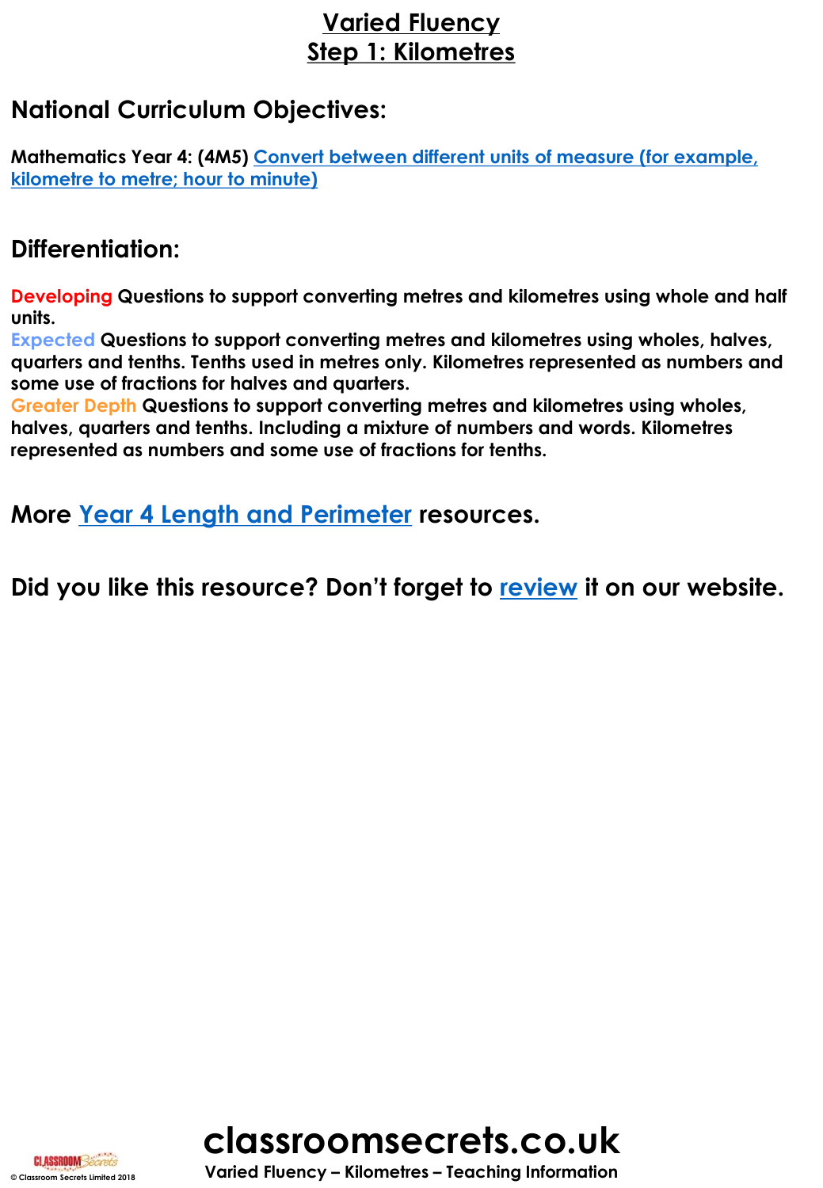# Varied Fluency
## Step 1: Kilometres

## National Curriculum Objectives:

**Mathematics Year 4: (4M5) Convert between different units of measure (for example, kilometre to metre; hour to minute)**

## Differentiation:

**Developing Questions to support converting metres and kilometres using whole and half units.**
**Expected Questions to support converting metres and kilometres using wholes, halves, quarters and tenths. Tenths used in metres only. Kilometres represented as numbers and some use of fractions for halves and quarters.**
**Greater Depth Questions to support converting metres and kilometres using wholes, halves, quarters and tenths. Including a mixture of numbers and words. Kilometres represented as numbers and some use of fractions for tenths.**

## More Year 4 Length and Perimeter resources.

## Did you like this resource? Don't forget to review it on our website.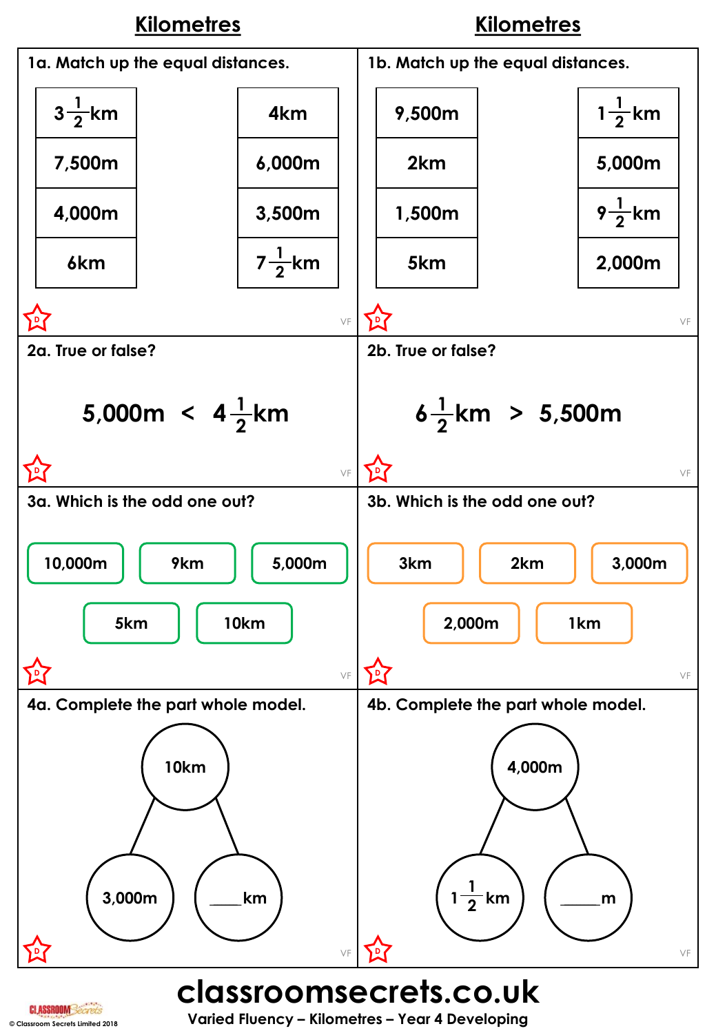## Kilometres

**1a. Match up the equal distances.**

| | |
|---|---|
| $3\frac{1}{2}$km | 4km |
| 7,500m | 6,000m |
| 4,000m | 3,500m |
| 6km | $7\frac{1}{2}$km |

**2a. True or false?**

$$5{,}000\text{m} < 4\frac{1}{2}\text{km}$$

**3a. Which is the odd one out?**

10,000m | 9km | 5,000m | 5km | 10km

**4a. Complete the part whole model.**

Whole: 10km

Parts: 3,000m and ____km

## Kilometres

**1b. Match up the equal distances.**

| | |
|---|---|
| 9,500m | $1\frac{1}{2}$km |
| 2km | 5,000m |
| 1,500m | $9\frac{1}{2}$km |
| 5km | 2,000m |

**2b. True or false?**

$$6\frac{1}{2}\text{km} > 5{,}500\text{m}$$

**3b. Which is the odd one out?**

3km | 2km | 3,000m | 2,000m | 1km

**4b. Complete the part whole model.**

Whole: 4,000m

Parts: $1\frac{1}{2}$km and _____m

classroomsecrets.co.uk

Varied Fluency – Kilometres – Year 4 Developing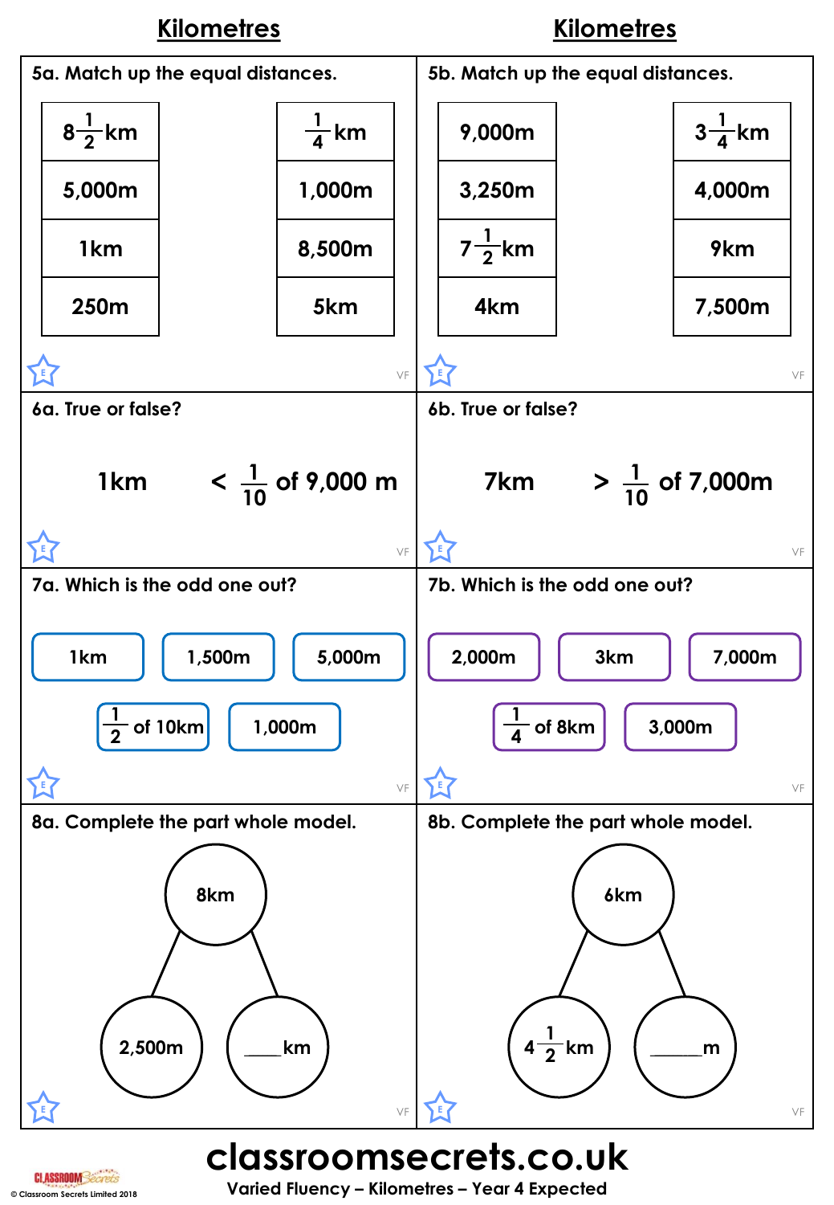## Kilometres

**5a. Match up the equal distances.**

| | |
|---|---|
| $8\frac{1}{2}$ km | $\frac{1}{4}$ km |
| 5,000m | 1,000m |
| 1km | 8,500m |
| 250m | 5km |

**6a. True or false?**

1km < $\frac{1}{10}$ of 9,000 m

**7a. Which is the odd one out?**

1km | 1,500m | 5,000m | $\frac{1}{2}$ of 10km | 1,000m

**8a. Complete the part whole model.**

Whole: 8km

Parts: 2,500m | ____km

## Kilometres

**5b. Match up the equal distances.**

| | |
|---|---|
| 9,000m | $3\frac{1}{4}$ km |
| 3,250m | 4,000m |
| $7\frac{1}{2}$ km | 9km |
| 4km | 7,500m |

**6b. True or false?**

7km > $\frac{1}{10}$ of 7,000m

**7b. Which is the odd one out?**

2,000m | 3km | 7,000m | $\frac{1}{4}$ of 8km | 3,000m

**8b. Complete the part whole model.**

Whole: 6km

Parts: $4\frac{1}{2}$ km | ______m

**classroomsecrets.co.uk**

Varied Fluency – Kilometres – Year 4 Expected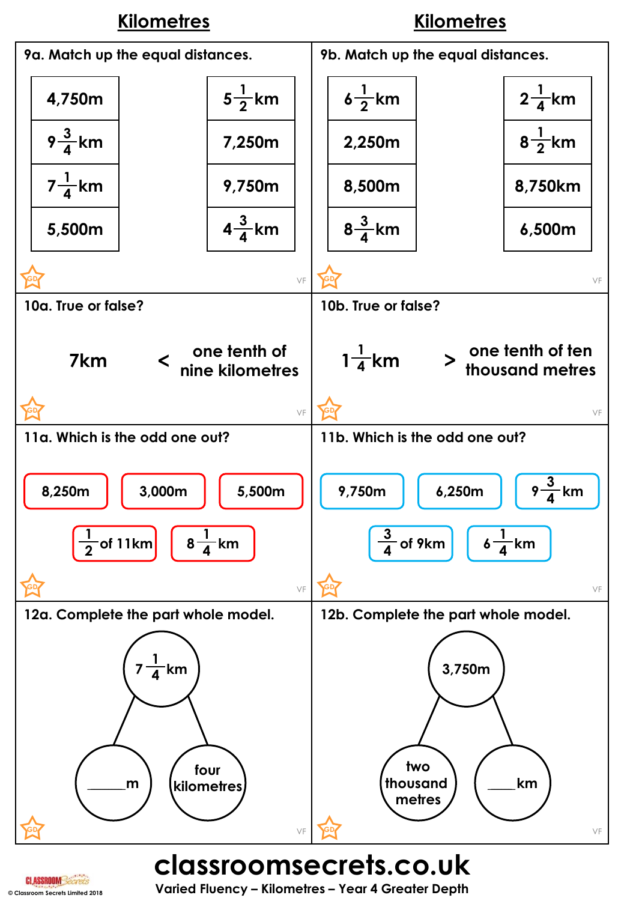## Kilometres

**9a. Match up the equal distances.**

| | |
|---|---|
| 4,750m | $5\frac{1}{2}$km |
| $9\frac{3}{4}$km | 7,250m |
| $7\frac{1}{4}$km | 9,750m |
| 5,500m | $4\frac{3}{4}$km |

**10a. True or false?**

7km < one tenth of nine kilometres

**11a. Which is the odd one out?**

8,250m    3,000m    5,500m

$\frac{1}{2}$ of 11km    $8\frac{1}{4}$km

**12a. Complete the part whole model.**

Whole: $7\frac{1}{4}$km

Parts: _____m and four kilometres

## Kilometres

**9b. Match up the equal distances.**

| | |
|---|---|
| $6\frac{1}{2}$km | $2\frac{1}{4}$km |
| 2,250m | $8\frac{1}{2}$km |
| 8,500m | 8,750km |
| $8\frac{3}{4}$km | 6,500m |

**10b. True or false?**

$1\frac{1}{4}$km > one tenth of ten thousand metres

**11b. Which is the odd one out?**

9,750m    6,250m    $9\frac{3}{4}$km

$\frac{3}{4}$ of 9km    $6\frac{1}{4}$km

**12b. Complete the part whole model.**

Whole: 3,750m

Parts: two thousand metres and _____km

**classroomsecrets.co.uk**

Varied Fluency – Kilometres – Year 4 Greater Depth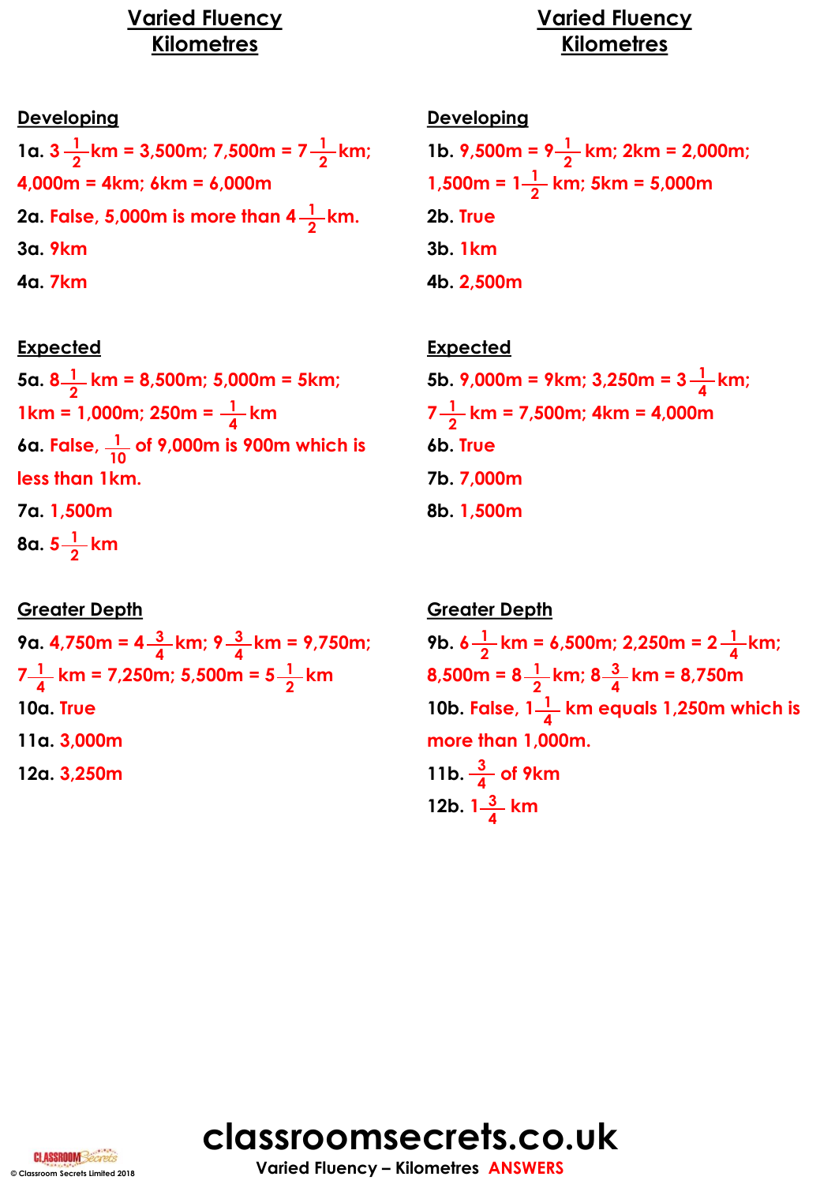# Varied Fluency
# Kilometres

## Developing

**1a.** $3\frac{1}{2}$km = 3,500m; 7,500m = $7\frac{1}{2}$km; 4,000m = 4km; 6km = 6,000m

**2a.** False, 5,000m is more than $4\frac{1}{2}$km.

**3a.** 9km

**4a.** 7km

## Expected

**5a.** $8\frac{1}{2}$ km = 8,500m; 5,000m = 5km; 1km = 1,000m; 250m = $\frac{1}{4}$ km

**6a.** False, $\frac{1}{10}$ of 9,000m is 900m which is less than 1km.

**7a.** 1,500m

**8a.** $5\frac{1}{2}$ km

## Greater Depth

**9a.** 4,750m = $4\frac{3}{4}$km; $9\frac{3}{4}$km = 9,750m; $7\frac{1}{4}$ km = 7,250m; 5,500m = $5\frac{1}{2}$ km

**10a.** True

**11a.** 3,000m

**12a.** 3,250m

# Varied Fluency
# Kilometres

## Developing

**1b.** 9,500m = $9\frac{1}{2}$ km; 2km = 2,000m; 1,500m = $1\frac{1}{2}$ km; 5km = 5,000m

**2b.** True

**3b.** 1km

**4b.** 2,500m

## Expected

**5b.** 9,000m = 9km; 3,250m = $3\frac{1}{4}$km; $7\frac{1}{2}$ km = 7,500m; 4km = 4,000m

**6b.** True

**7b.** 7,000m

**8b.** 1,500m

## Greater Depth

**9b.** $6\frac{1}{2}$ km = 6,500m; 2,250m = $2\frac{1}{4}$km; 8,500m = $8\frac{1}{2}$km; $8\frac{3}{4}$ km = 8,750m

**10b.** False, $1\frac{1}{4}$ km equals 1,250m which is more than 1,000m.

**11b.** $\frac{3}{4}$ of 9km

**12b.** $1\frac{3}{4}$ km